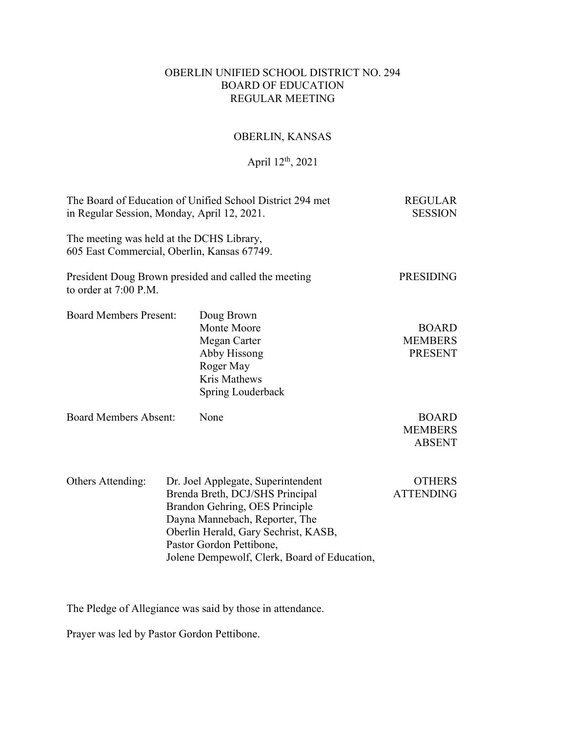# OBERLIN UNIFIED SCHOOL DISTRICT NO. 294
## BOARD OF EDUCATION
## REGULAR MEETING

OBERLIN, KANSAS

April 12th, 2021

| | |
|---|---|
| The Board of Education of Unified School District 294 met in Regular Session, Monday, April 12, 2021. | REGULAR SESSION |
| The meeting was held at the DCHS Library, 605 East Commercial, Oberlin, Kansas 67749. | |
| President Doug Brown presided and called the meeting to order at 7:00 P.M. | PRESIDING |
| Board Members Present: Doug Brown, Monte Moore, Megan Carter, Abby Hissong, Roger May, Kris Mathews, Spring Louderback | BOARD MEMBERS PRESENT |
| Board Members Absent: None | BOARD MEMBERS ABSENT |
| Others Attending: Dr. Joel Applegate, Superintendent; Brenda Breth, DCJ/SHS Principal; Brandon Gehring, OES Principle; Dayna Mannebach, Reporter, The Oberlin Herald, Gary Sechrist, KASB, Pastor Gordon Pettibone, Jolene Dempewolf, Clerk, Board of Education, | OTHERS ATTENDING |

The Pledge of Allegiance was said by those in attendance.

Prayer was led by Pastor Gordon Pettibone.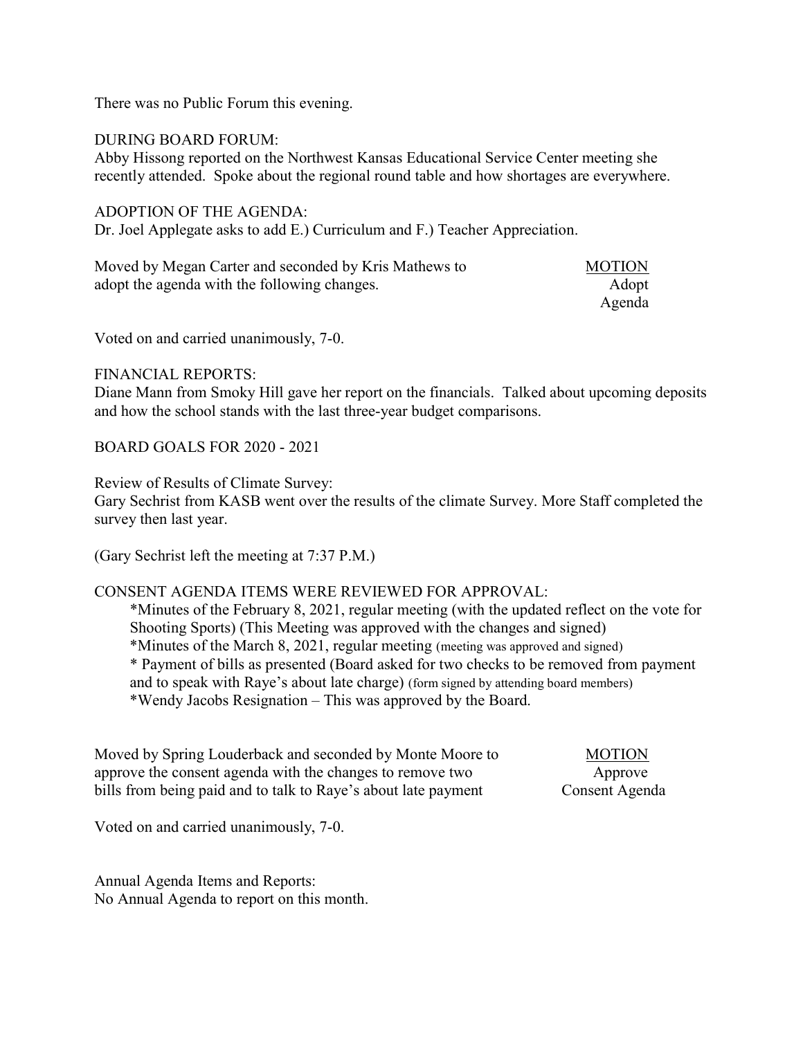There was no Public Forum this evening.

DURING BOARD FORUM:
Abby Hissong reported on the Northwest Kansas Educational Service Center meeting she recently attended. Spoke about the regional round table and how shortages are everywhere.

ADOPTION OF THE AGENDA:
Dr. Joel Applegate asks to add E.) Curriculum and F.) Teacher Appreciation.

Moved by Megan Carter and seconded by Kris Mathews to adopt the agenda with the following changes.

<u>MOTION</u>
Adopt
Agenda

Voted on and carried unanimously, 7-0.

FINANCIAL REPORTS:
Diane Mann from Smoky Hill gave her report on the financials. Talked about upcoming deposits and how the school stands with the last three-year budget comparisons.

BOARD GOALS FOR 2020 - 2021

Review of Results of Climate Survey:
Gary Sechrist from KASB went over the results of the climate Survey. More Staff completed the survey then last year.

(Gary Sechrist left the meeting at 7:37 P.M.)

CONSENT AGENDA ITEMS WERE REVIEWED FOR APPROVAL:

- *Minutes of the February 8, 2021, regular meeting (with the updated reflect on the vote for Shooting Sports) (This Meeting was approved with the changes and signed)
- *Minutes of the March 8, 2021, regular meeting (meeting was approved and signed)
- * Payment of bills as presented (Board asked for two checks to be removed from payment and to speak with Raye's about late charge) (form signed by attending board members)
- *Wendy Jacobs Resignation – This was approved by the Board.

Moved by Spring Louderback and seconded by Monte Moore to approve the consent agenda with the changes to remove two bills from being paid and to talk to Raye's about late payment

<u>MOTION</u>
Approve
Consent Agenda

Voted on and carried unanimously, 7-0.

Annual Agenda Items and Reports:
No Annual Agenda to report on this month.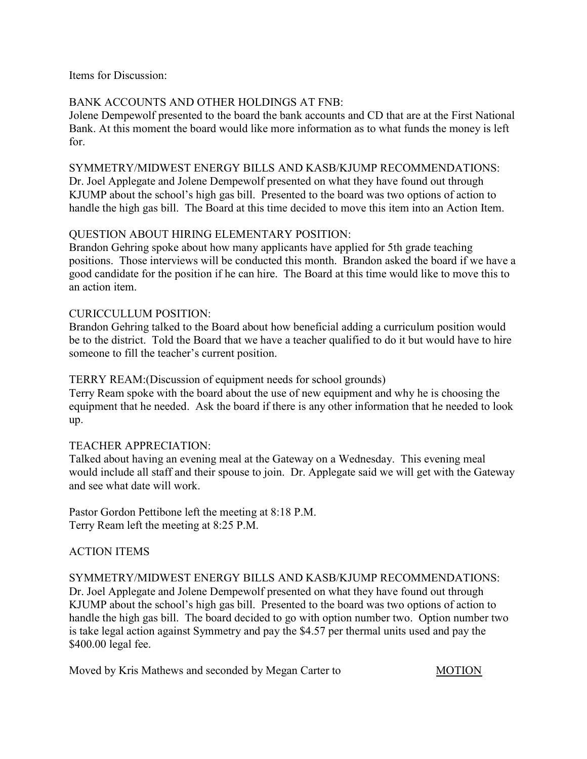Items for Discussion:

BANK ACCOUNTS AND OTHER HOLDINGS AT FNB:
Jolene Dempewolf presented to the board the bank accounts and CD that are at the First National Bank. At this moment the board would like more information as to what funds the money is left for.

SYMMETRY/MIDWEST ENERGY BILLS AND KASB/KJUMP RECOMMENDATIONS:
Dr. Joel Applegate and Jolene Dempewolf presented on what they have found out through KJUMP about the school's high gas bill. Presented to the board was two options of action to handle the high gas bill. The Board at this time decided to move this item into an Action Item.

QUESTION ABOUT HIRING ELEMENTARY POSITION:
Brandon Gehring spoke about how many applicants have applied for 5th grade teaching positions. Those interviews will be conducted this month. Brandon asked the board if we have a good candidate for the position if he can hire. The Board at this time would like to move this to an action item.

CURICCULLUM POSITION:
Brandon Gehring talked to the Board about how beneficial adding a curriculum position would be to the district. Told the Board that we have a teacher qualified to do it but would have to hire someone to fill the teacher's current position.

TERRY REAM:(Discussion of equipment needs for school grounds)
Terry Ream spoke with the board about the use of new equipment and why he is choosing the equipment that he needed. Ask the board if there is any other information that he needed to look up.

TEACHER APPRECIATION:
Talked about having an evening meal at the Gateway on a Wednesday. This evening meal would include all staff and their spouse to join. Dr. Applegate said we will get with the Gateway and see what date will work.

Pastor Gordon Pettibone left the meeting at 8:18 P.M.
Terry Ream left the meeting at 8:25 P.M.

ACTION ITEMS

SYMMETRY/MIDWEST ENERGY BILLS AND KASB/KJUMP RECOMMENDATIONS:
Dr. Joel Applegate and Jolene Dempewolf presented on what they have found out through KJUMP about the school's high gas bill. Presented to the board was two options of action to handle the high gas bill. The board decided to go with option number two. Option number two is take legal action against Symmetry and pay the $4.57 per thermal units used and pay the $400.00 legal fee.

Moved by Kris Mathews and seconded by Megan Carter to MOTION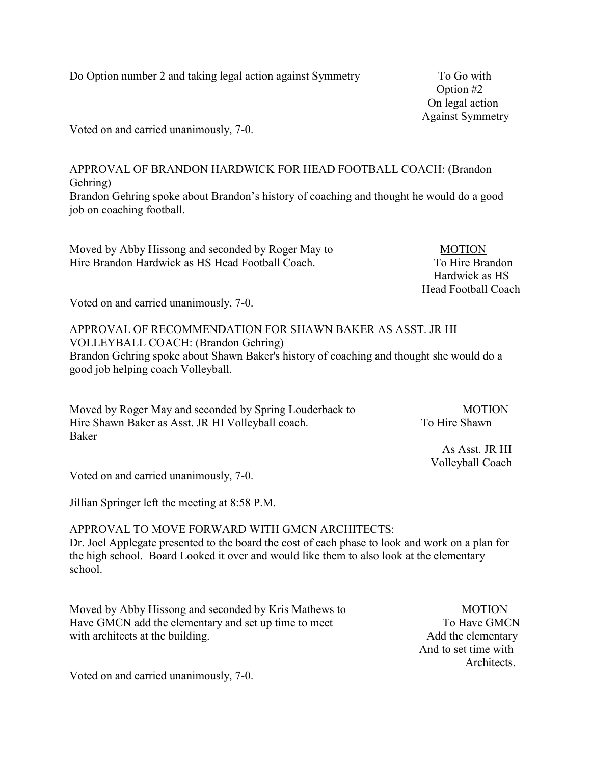Do Option number 2 and taking legal action against Symmetry

To Go with Option #2 On legal action Against Symmetry

Voted on and carried unanimously, 7-0.

APPROVAL OF BRANDON HARDWICK FOR HEAD FOOTBALL COACH: (Brandon Gehring)
Brandon Gehring spoke about Brandon's history of coaching and thought he would do a good job on coaching football.

Moved by Abby Hissong and seconded by Roger May to Hire Brandon Hardwick as HS Head Football Coach.

MOTION
To Hire Brandon Hardwick as HS Head Football Coach

Voted on and carried unanimously, 7-0.

APPROVAL OF RECOMMENDATION FOR SHAWN BAKER AS ASST. JR HI VOLLEYBALL COACH: (Brandon Gehring)
Brandon Gehring spoke about Shawn Baker's history of coaching and thought she would do a good job helping coach Volleyball.

Moved by Roger May and seconded by Spring Louderback to Hire Shawn Baker as Asst. JR HI Volleyball coach.

MOTION
To Hire Shawn Baker As Asst. JR HI Volleyball Coach

Voted on and carried unanimously, 7-0.

Jillian Springer left the meeting at 8:58 P.M.

APPROVAL TO MOVE FORWARD WITH GMCN ARCHITECTS:
Dr. Joel Applegate presented to the board the cost of each phase to look and work on a plan for the high school. Board Looked it over and would like them to also look at the elementary school.

Moved by Abby Hissong and seconded by Kris Mathews to Have GMCN add the elementary and set up time to meet with architects at the building.

MOTION
To Have GMCN Add the elementary And to set time with Architects.

Voted on and carried unanimously, 7-0.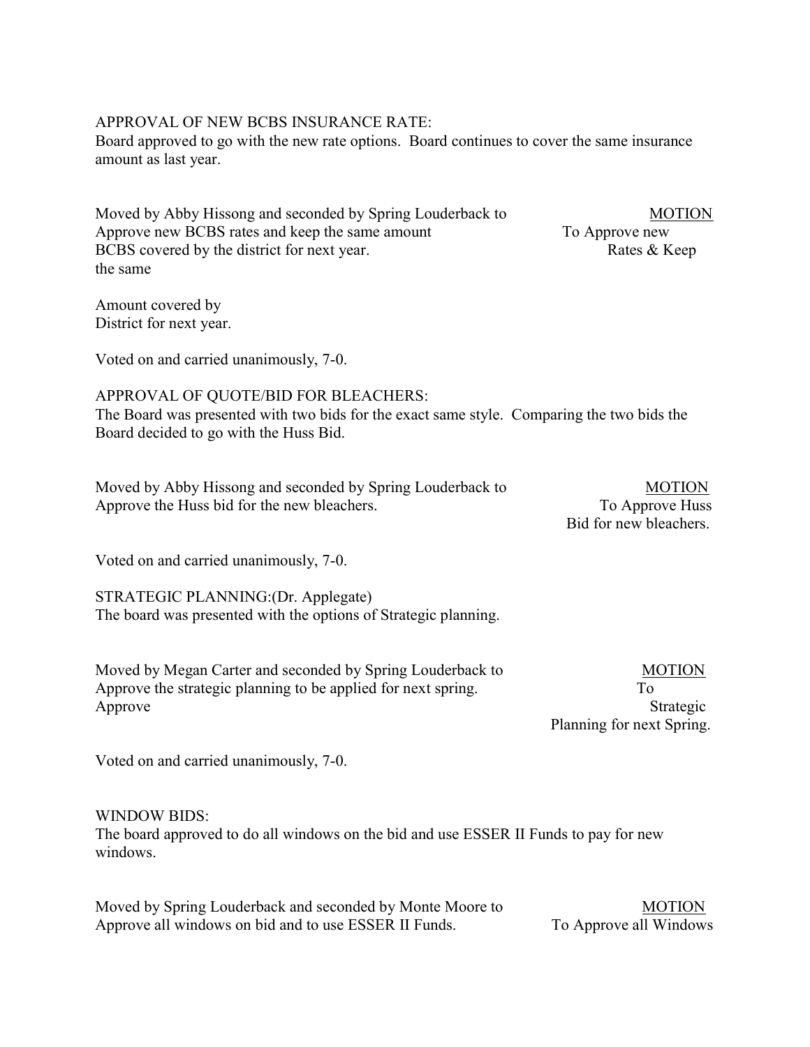APPROVAL OF NEW BCBS INSURANCE RATE:
Board approved to go with the new rate options. Board continues to cover the same insurance amount as last year.

Moved by Abby Hissong and seconded by Spring Louderback to Approve new BCBS rates and keep the same amount BCBS covered by the district for next year.

MOTION
To Approve new Rates & Keep the same Amount covered by District for next year.

Voted on and carried unanimously, 7-0.

APPROVAL OF QUOTE/BID FOR BLEACHERS:
The Board was presented with two bids for the exact same style. Comparing the two bids the Board decided to go with the Huss Bid.

Moved by Abby Hissong and seconded by Spring Louderback to Approve the Huss bid for the new bleachers.

MOTION
To Approve Huss Bid for new bleachers.

Voted on and carried unanimously, 7-0.

STRATEGIC PLANNING:(Dr. Applegate)
The board was presented with the options of Strategic planning.

Moved by Megan Carter and seconded by Spring Louderback to Approve the strategic planning to be applied for next spring.

MOTION
To Approve Strategic Planning for next Spring.

Voted on and carried unanimously, 7-0.

WINDOW BIDS:
The board approved to do all windows on the bid and use ESSER II Funds to pay for new windows.

Moved by Spring Louderback and seconded by Monte Moore to Approve all windows on bid and to use ESSER II Funds.

MOTION
To Approve all Windows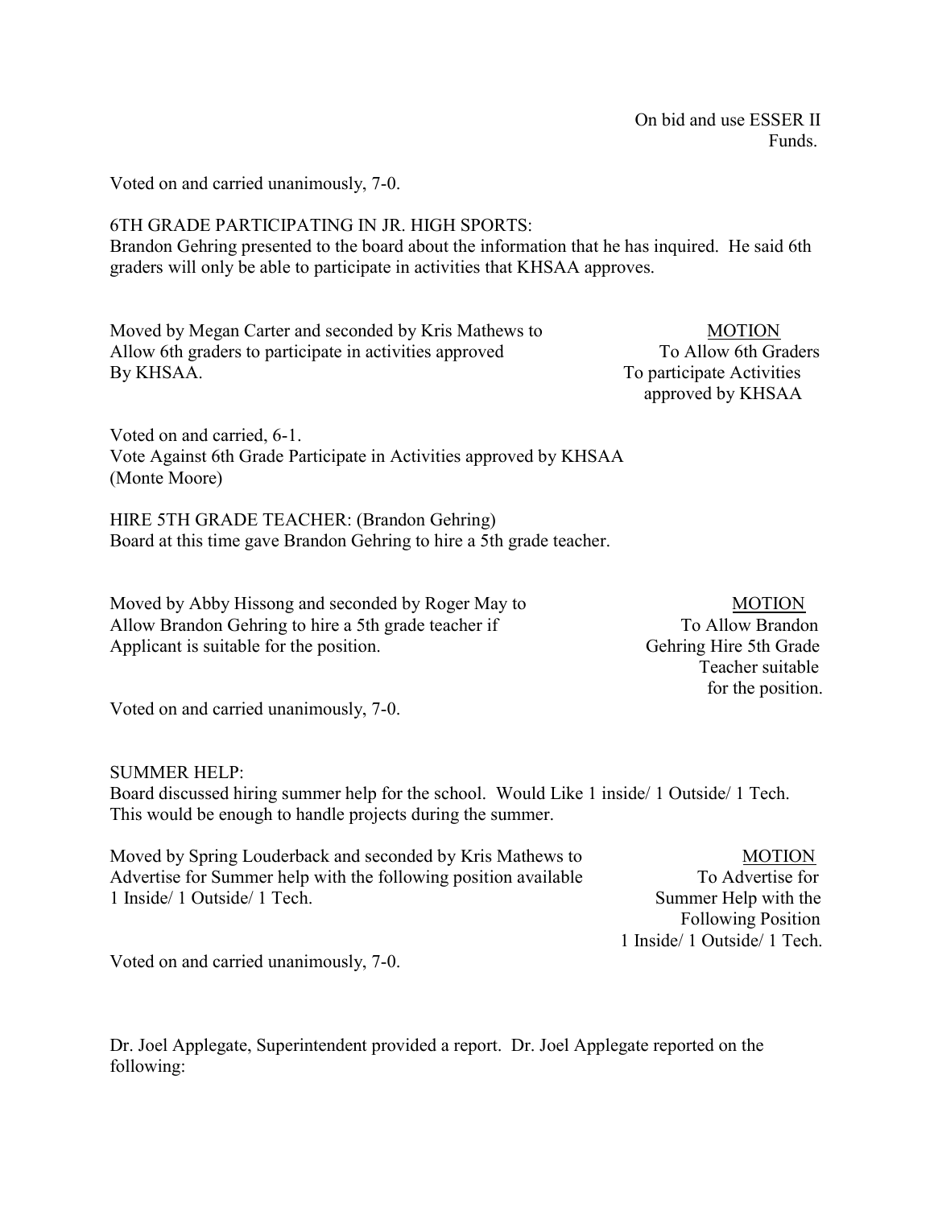On bid and use ESSER II Funds.

Voted on and carried unanimously, 7-0.

6TH GRADE PARTICIPATING IN JR. HIGH SPORTS:
Brandon Gehring presented to the board about the information that he has inquired. He said 6th graders will only be able to participate in activities that KHSAA approves.

Moved by Megan Carter and seconded by Kris Mathews to Allow 6th graders to participate in activities approved By KHSAA.

MOTION
To Allow 6th Graders To participate Activities approved by KHSAA

Voted on and carried, 6-1.
Vote Against 6th Grade Participate in Activities approved by KHSAA (Monte Moore)

HIRE 5TH GRADE TEACHER: (Brandon Gehring)
Board at this time gave Brandon Gehring to hire a 5th grade teacher.

Moved by Abby Hissong and seconded by Roger May to Allow Brandon Gehring to hire a 5th grade teacher if Applicant is suitable for the position.

MOTION
To Allow Brandon Gehring Hire 5th Grade Teacher suitable for the position.

Voted on and carried unanimously, 7-0.

SUMMER HELP:
Board discussed hiring summer help for the school. Would Like 1 inside/ 1 Outside/ 1 Tech. This would be enough to handle projects during the summer.

Moved by Spring Louderback and seconded by Kris Mathews to Advertise for Summer help with the following position available 1 Inside/ 1 Outside/ 1 Tech.

MOTION
To Advertise for Summer Help with the Following Position 1 Inside/ 1 Outside/ 1 Tech.

Voted on and carried unanimously, 7-0.

Dr. Joel Applegate, Superintendent provided a report. Dr. Joel Applegate reported on the following: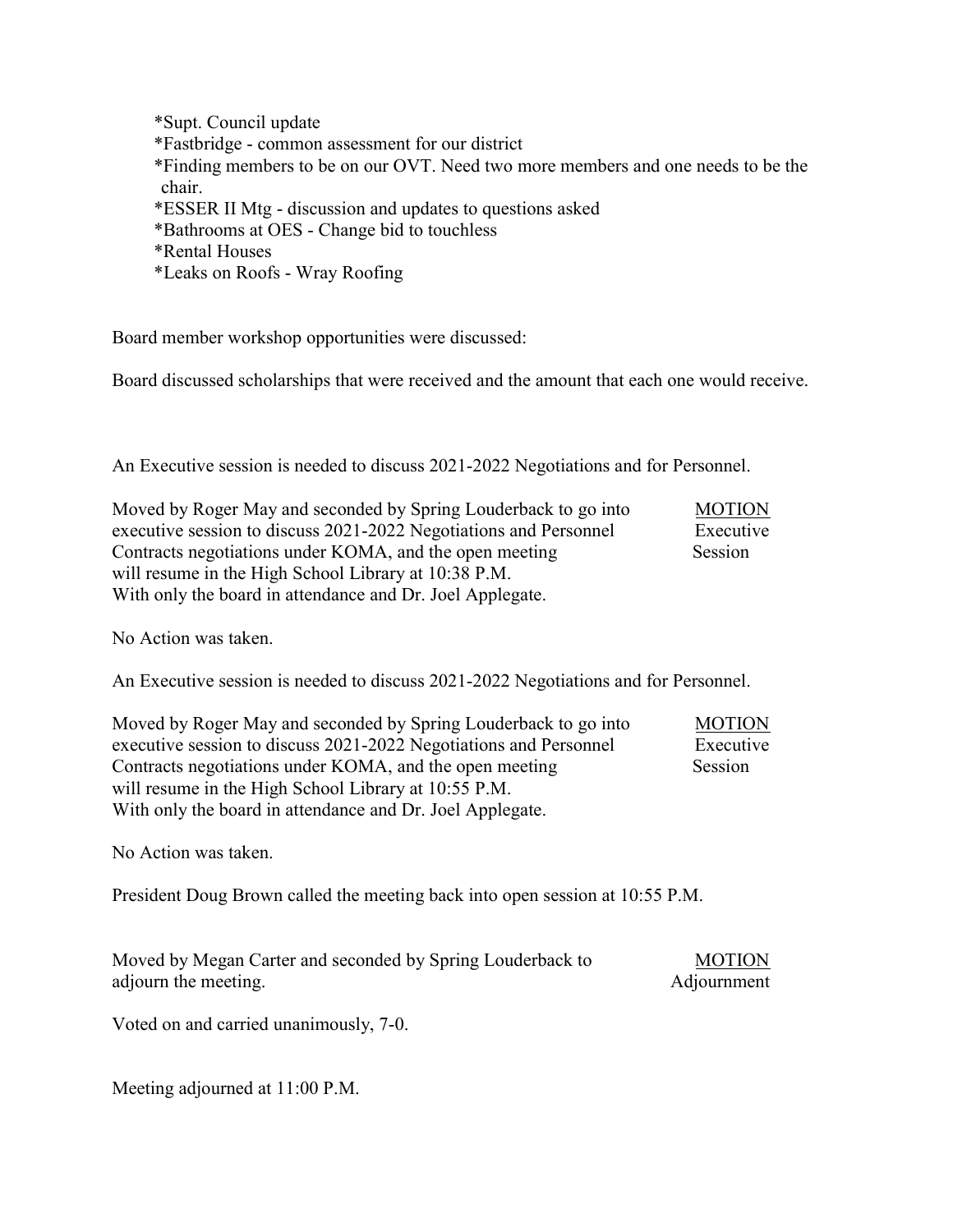*Supt. Council update
*Fastbridge - common assessment for our district
*Finding members to be on our OVT. Need two more members and one needs to be the chair.
*ESSER II Mtg - discussion and updates to questions asked
*Bathrooms at OES - Change bid to touchless
*Rental Houses
*Leaks on Roofs - Wray Roofing

Board member workshop opportunities were discussed:

Board discussed scholarships that were received and the amount that each one would receive.

An Executive session is needed to discuss 2021-2022 Negotiations and for Personnel.

Moved by Roger May and seconded by Spring Louderback to go into executive session to discuss 2021-2022 Negotiations and Personnel Contracts negotiations under KOMA, and the open meeting will resume in the High School Library at 10:38 P.M. With only the board in attendance and Dr. Joel Applegate.

MOTION
Executive Session

No Action was taken.

An Executive session is needed to discuss 2021-2022 Negotiations and for Personnel.

Moved by Roger May and seconded by Spring Louderback to go into executive session to discuss 2021-2022 Negotiations and Personnel Contracts negotiations under KOMA, and the open meeting will resume in the High School Library at 10:55 P.M. With only the board in attendance and Dr. Joel Applegate.

MOTION
Executive Session

No Action was taken.

President Doug Brown called the meeting back into open session at 10:55 P.M.

Moved by Megan Carter and seconded by Spring Louderback to adjourn the meeting.

MOTION
Adjournment

Voted on and carried unanimously, 7-0.

Meeting adjourned at 11:00 P.M.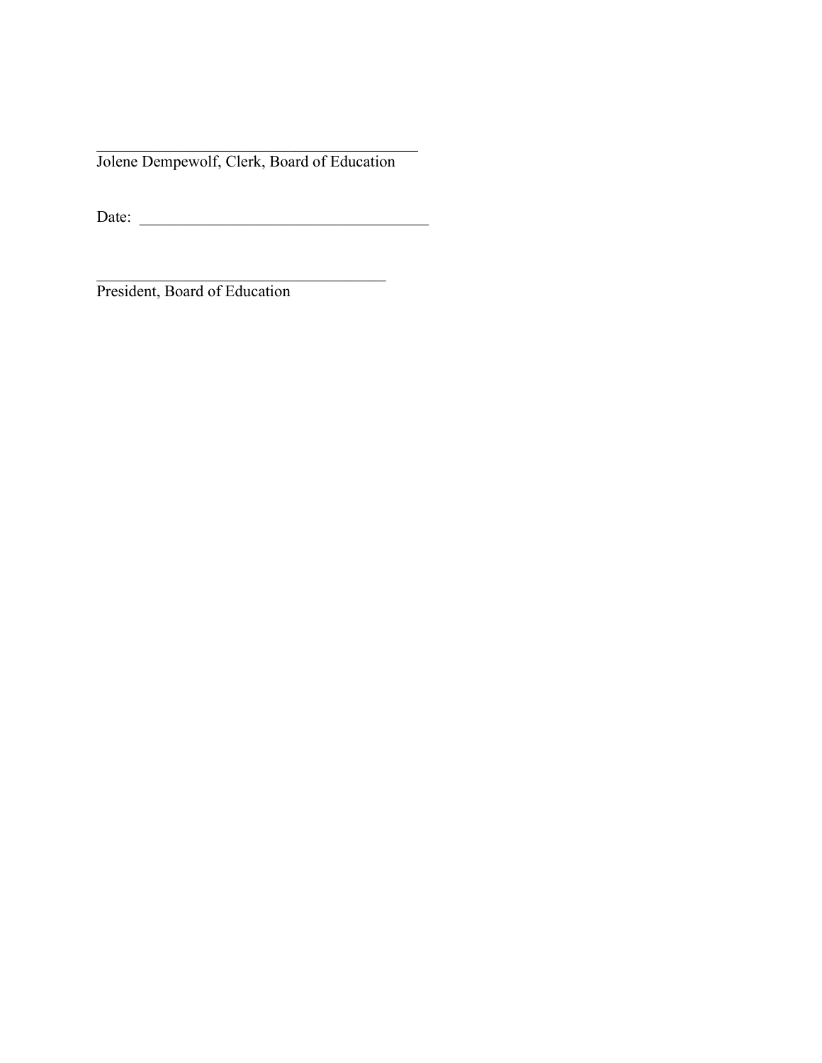\_\_\_\_\_\_\_\_\_\_\_\_\_\_\_\_\_\_\_\_\_\_\_\_\_\_\_\_\_\_\_\_\_\_\_\_\_\_\_\_\_\_
Jolene Dempewolf, Clerk, Board of Education

Date: \_\_\_\_\_\_\_\_\_\_\_\_\_\_\_\_\_\_\_\_\_\_\_\_\_\_\_\_\_\_\_\_\_\_\_\_\_\_

\_\_\_\_\_\_\_\_\_\_\_\_\_\_\_\_\_\_\_\_\_\_\_\_\_\_\_\_\_\_\_\_\_\_\_\_\_\_
President, Board of Education